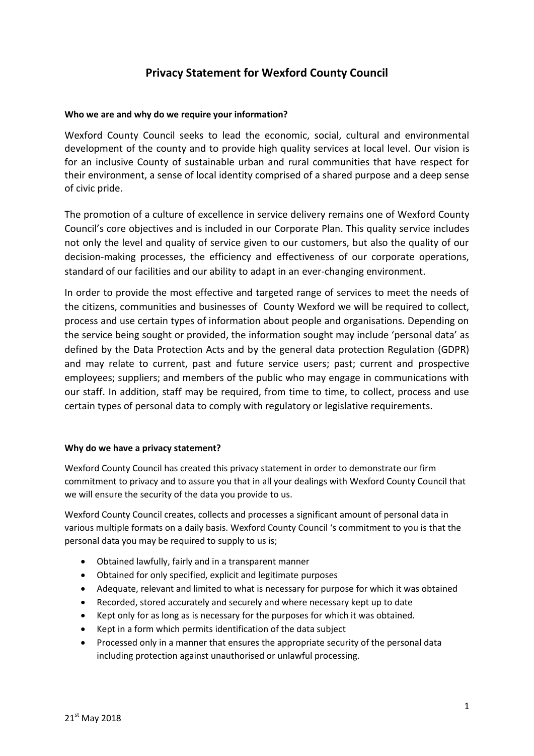# Privacy Statement for Wexford County Council

**Who we are and why do we require your information?**

Wexford County Council seeks to lead the economic, social, cultural and environmental development of the county and to provide high quality services at local level. Our vision is for an inclusive County of sustainable urban and rural communities that have respect for their environment, a sense of local identity comprised of a shared purpose and a deep sense of civic pride.

The promotion of a culture of excellence in service delivery remains one of Wexford County Council's core objectives and is included in our Corporate Plan. This quality service includes not only the level and quality of service given to our customers, but also the quality of our decision-making processes, the efficiency and effectiveness of our corporate operations, standard of our facilities and our ability to adapt in an ever-changing environment.

In order to provide the most effective and targeted range of services to meet the needs of the citizens, communities and businesses of County Wexford we will be required to collect, process and use certain types of information about people and organisations. Depending on the service being sought or provided, the information sought may include 'personal data' as defined by the Data Protection Acts and by the general data protection Regulation (GDPR) and may relate to current, past and future service users; past; current and prospective employees; suppliers; and members of the public who may engage in communications with our staff. In addition, staff may be required, from time to time, to collect, process and use certain types of personal data to comply with regulatory or legislative requirements.

**Why do we have a privacy statement?**

Wexford County Council has created this privacy statement in order to demonstrate our firm commitment to privacy and to assure you that in all your dealings with Wexford County Council that we will ensure the security of the data you provide to us.

Wexford County Council creates, collects and processes a significant amount of personal data in various multiple formats on a daily basis. Wexford County Council 's commitment to you is that the personal data you may be required to supply to us is;

- Obtained lawfully, fairly and in a transparent manner
- Obtained for only specified, explicit and legitimate purposes
- Adequate, relevant and limited to what is necessary for purpose for which it was obtained
- Recorded, stored accurately and securely and where necessary kept up to date
- Kept only for as long as is necessary for the purposes for which it was obtained.
- Kept in a form which permits identification of the data subject
- Processed only in a manner that ensures the appropriate security of the personal data including protection against unauthorised or unlawful processing.

21st May 2018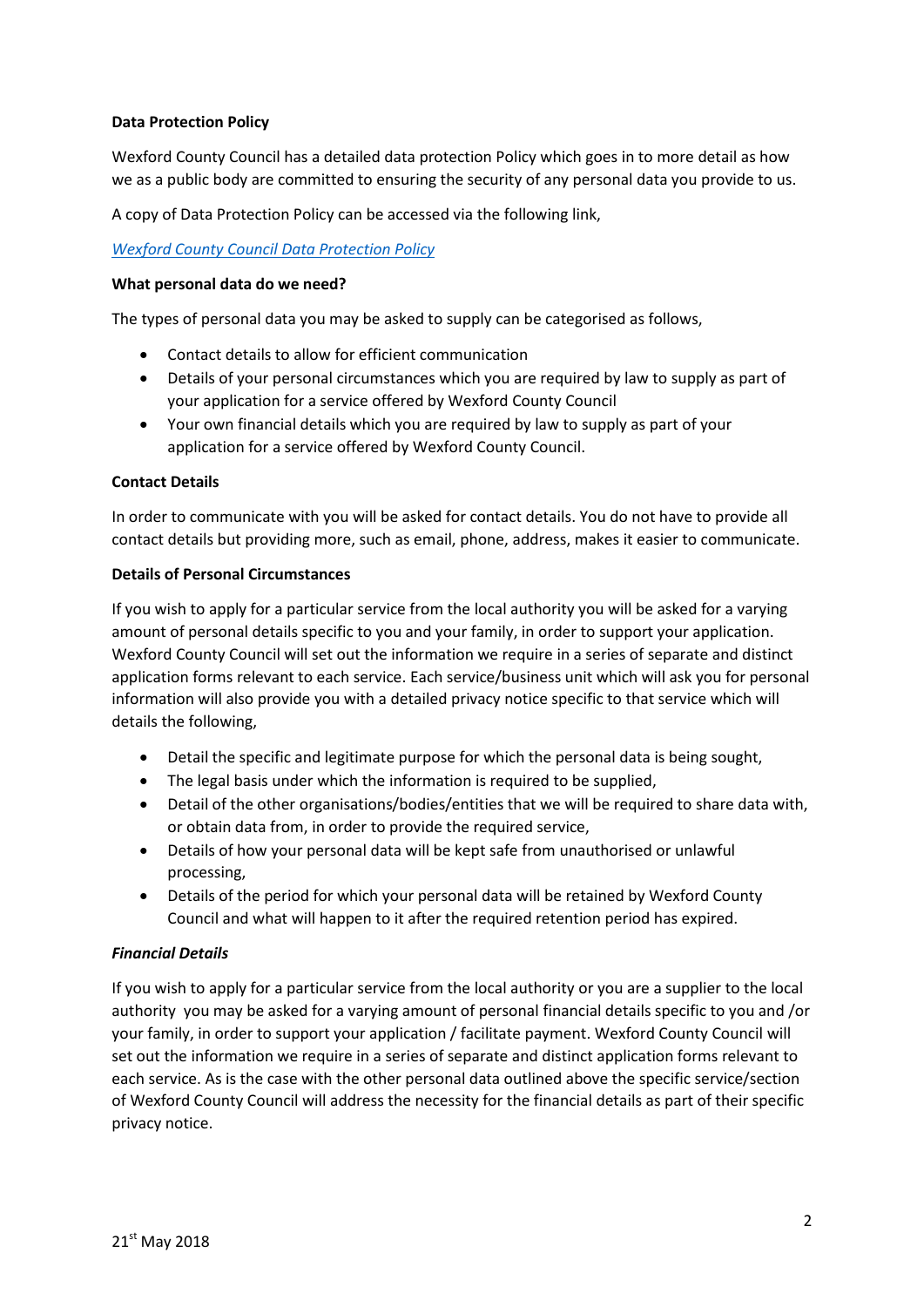**Data Protection Policy**

Wexford County Council has a detailed data protection Policy which goes in to more detail as how we as a public body are committed to ensuring the security of any personal data you provide to us.

A copy of Data Protection Policy can be accessed via the following link,

*Wexford County Council Data Protection Policy*

**What personal data do we need?**

The types of personal data you may be asked to supply can be categorised as follows,

- Contact details to allow for efficient communication
- Details of your personal circumstances which you are required by law to supply as part of your application for a service offered by Wexford County Council
- Your own financial details which you are required by law to supply as part of your application for a service offered by Wexford County Council.

**Contact Details**

In order to communicate with you will be asked for contact details. You do not have to provide all contact details but providing more, such as email, phone, address, makes it easier to communicate.

**Details of Personal Circumstances**

If you wish to apply for a particular service from the local authority you will be asked for a varying amount of personal details specific to you and your family, in order to support your application. Wexford County Council will set out the information we require in a series of separate and distinct application forms relevant to each service. Each service/business unit which will ask you for personal information will also provide you with a detailed privacy notice specific to that service which will details the following,

- Detail the specific and legitimate purpose for which the personal data is being sought,
- The legal basis under which the information is required to be supplied,
- Detail of the other organisations/bodies/entities that we will be required to share data with, or obtain data from, in order to provide the required service,
- Details of how your personal data will be kept safe from unauthorised or unlawful processing,
- Details of the period for which your personal data will be retained by Wexford County Council and what will happen to it after the required retention period has expired.

***Financial Details***

If you wish to apply for a particular service from the local authority or you are a supplier to the local authority you may be asked for a varying amount of personal financial details specific to you and /or your family, in order to support your application / facilitate payment. Wexford County Council will set out the information we require in a series of separate and distinct application forms relevant to each service. As is the case with the other personal data outlined above the specific service/section of Wexford County Council will address the necessity for the financial details as part of their specific privacy notice.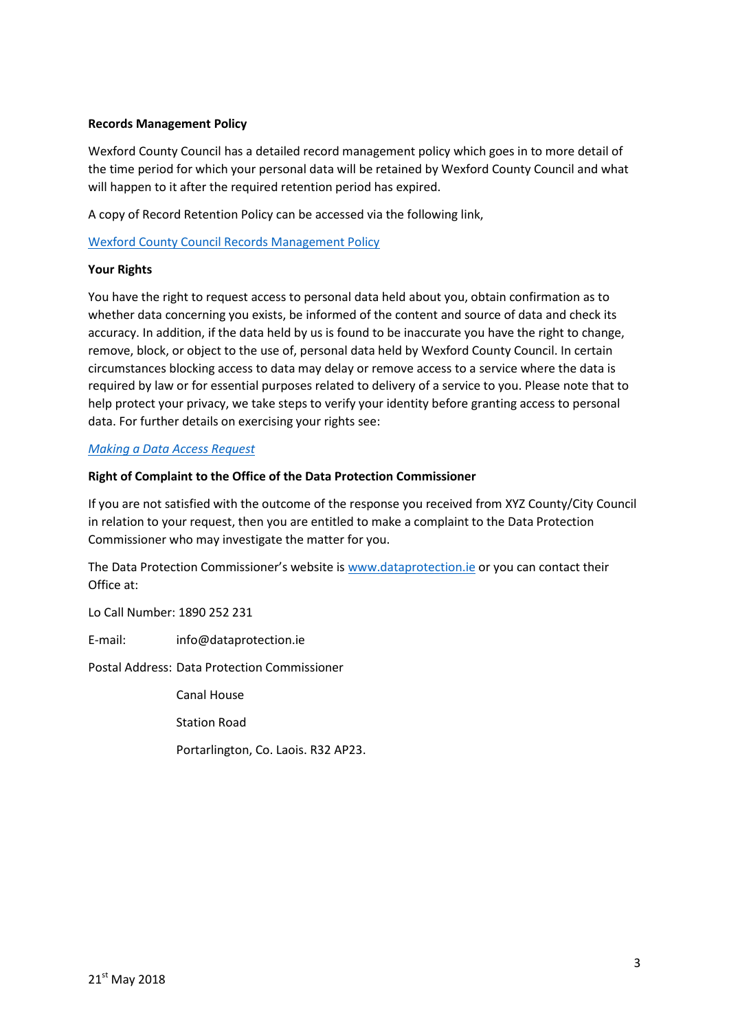**Records Management Policy**

Wexford County Council has a detailed record management policy which goes in to more detail of the time period for which your personal data will be retained by Wexford County Council and what will happen to it after the required retention period has expired.

A copy of Record Retention Policy can be accessed via the following link,

Wexford County Council Records Management Policy

**Your Rights**

You have the right to request access to personal data held about you, obtain confirmation as to whether data concerning you exists, be informed of the content and source of data and check its accuracy. In addition, if the data held by us is found to be inaccurate you have the right to change, remove, block, or object to the use of, personal data held by Wexford County Council. In certain circumstances blocking access to data may delay or remove access to a service where the data is required by law or for essential purposes related to delivery of a service to you. Please note that to help protect your privacy, we take steps to verify your identity before granting access to personal data. For further details on exercising your rights see:

*Making a Data Access Request*

**Right of Complaint to the Office of the Data Protection Commissioner**

If you are not satisfied with the outcome of the response you received from XYZ County/City Council in relation to your request, then you are entitled to make a complaint to the Data Protection Commissioner who may investigate the matter for you.

The Data Protection Commissioner's website is www.dataprotection.ie or you can contact their Office at:

Lo Call Number: 1890 252 231

E-mail: info@dataprotection.ie

Postal Address: Data Protection Commissioner

Canal House

Station Road

Portarlington, Co. Laois. R32 AP23.

21st May 2018